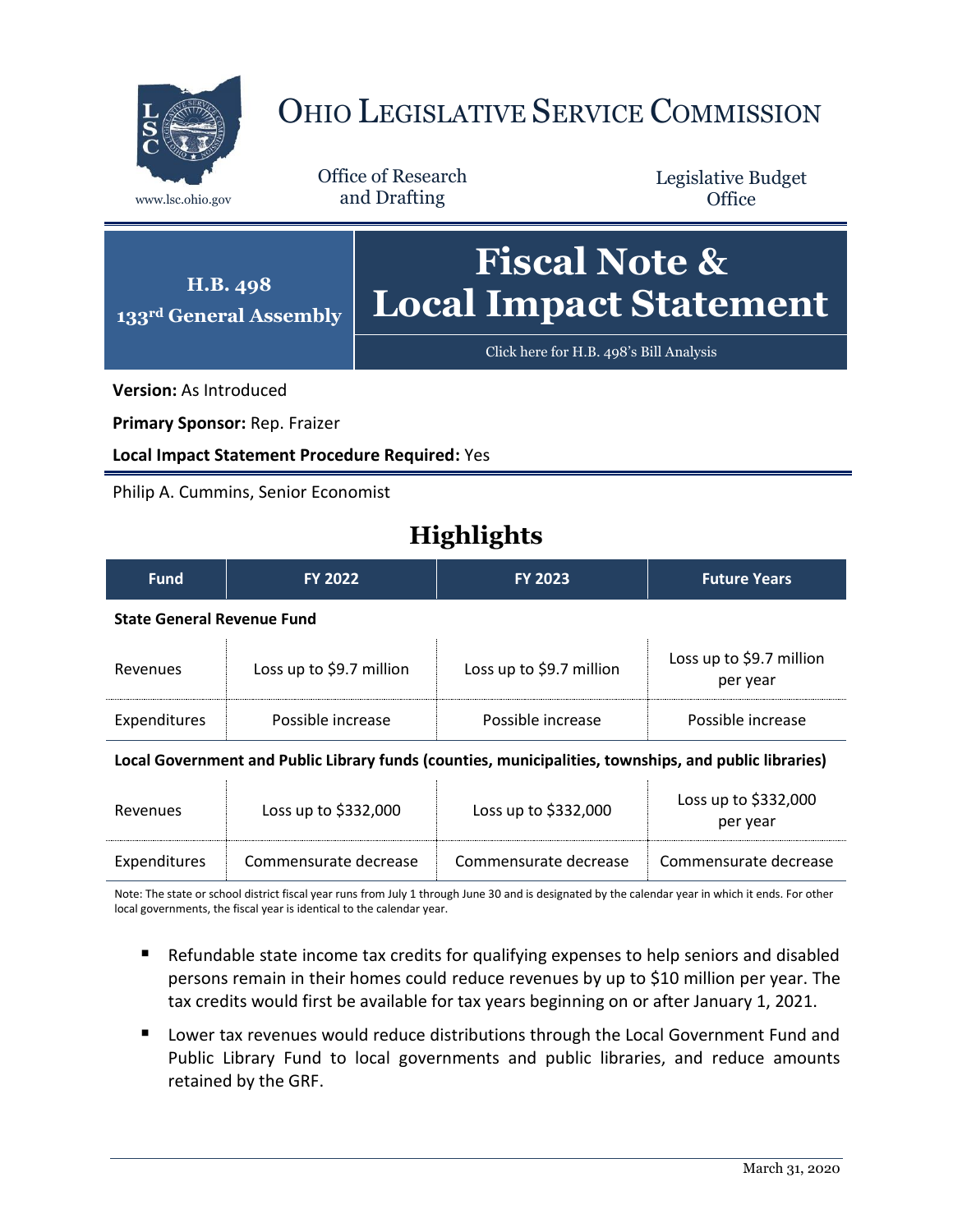# OHIO LEGISLATIVE SERVICE COMMISSION

www.lsc.ohio.gov

Office of Research and Drafting

Legislative Budget Office

**H.B. 498**
**133rd General Assembly**

# Fiscal Note & Local Impact Statement

Click here for H.B. 498's Bill Analysis

**Version:** As Introduced

**Primary Sponsor:** Rep. Fraizer

**Local Impact Statement Procedure Required:** Yes

Philip A. Cummins, Senior Economist

## Highlights

| Fund | FY 2022 | FY 2023 | Future Years |
|---|---|---|---|
| **State General Revenue Fund** | | | |
| Revenues | Loss up to $9.7 million | Loss up to $9.7 million | Loss up to $9.7 million per year |
| Expenditures | Possible increase | Possible increase | Possible increase |
| **Local Government and Public Library funds (counties, municipalities, townships, and public libraries)** | | | |
| Revenues | Loss up to $332,000 | Loss up to $332,000 | Loss up to $332,000 per year |
| Expenditures | Commensurate decrease | Commensurate decrease | Commensurate decrease |

Note: The state or school district fiscal year runs from July 1 through June 30 and is designated by the calendar year in which it ends. For other local governments, the fiscal year is identical to the calendar year.

- Refundable state income tax credits for qualifying expenses to help seniors and disabled persons remain in their homes could reduce revenues by up to $10 million per year. The tax credits would first be available for tax years beginning on or after January 1, 2021.
- Lower tax revenues would reduce distributions through the Local Government Fund and Public Library Fund to local governments and public libraries, and reduce amounts retained by the GRF.

March 31, 2020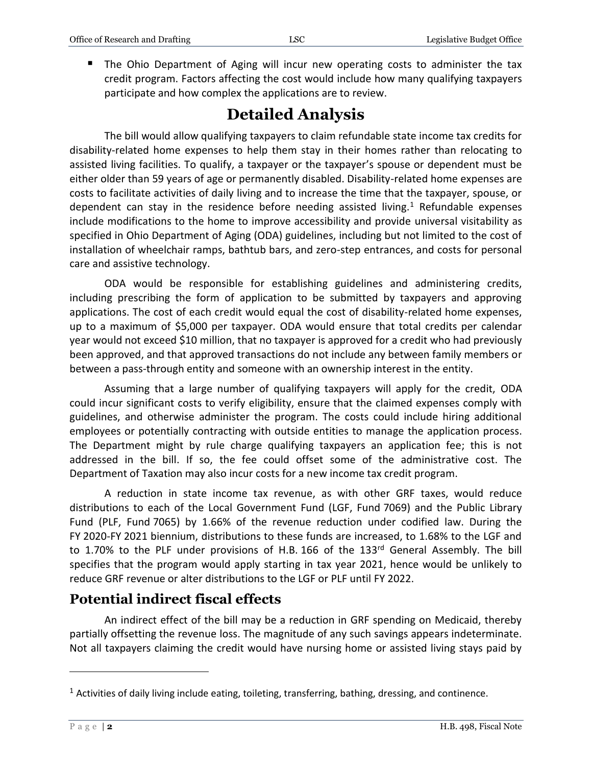- The Ohio Department of Aging will incur new operating costs to administer the tax credit program. Factors affecting the cost would include how many qualifying taxpayers participate and how complex the applications are to review.

# Detailed Analysis

The bill would allow qualifying taxpayers to claim refundable state income tax credits for disability-related home expenses to help them stay in their homes rather than relocating to assisted living facilities. To qualify, a taxpayer or the taxpayer's spouse or dependent must be either older than 59 years of age or permanently disabled. Disability-related home expenses are costs to facilitate activities of daily living and to increase the time that the taxpayer, spouse, or dependent can stay in the residence before needing assisted living.[1] Refundable expenses include modifications to the home to improve accessibility and provide universal visitability as specified in Ohio Department of Aging (ODA) guidelines, including but not limited to the cost of installation of wheelchair ramps, bathtub bars, and zero-step entrances, and costs for personal care and assistive technology.

ODA would be responsible for establishing guidelines and administering credits, including prescribing the form of application to be submitted by taxpayers and approving applications. The cost of each credit would equal the cost of disability-related home expenses, up to a maximum of $5,000 per taxpayer. ODA would ensure that total credits per calendar year would not exceed $10 million, that no taxpayer is approved for a credit who had previously been approved, and that approved transactions do not include any between family members or between a pass-through entity and someone with an ownership interest in the entity.

Assuming that a large number of qualifying taxpayers will apply for the credit, ODA could incur significant costs to verify eligibility, ensure that the claimed expenses comply with guidelines, and otherwise administer the program. The costs could include hiring additional employees or potentially contracting with outside entities to manage the application process. The Department might by rule charge qualifying taxpayers an application fee; this is not addressed in the bill. If so, the fee could offset some of the administrative cost. The Department of Taxation may also incur costs for a new income tax credit program.

A reduction in state income tax revenue, as with other GRF taxes, would reduce distributions to each of the Local Government Fund (LGF, Fund 7069) and the Public Library Fund (PLF, Fund 7065) by 1.66% of the revenue reduction under codified law. During the FY 2020-FY 2021 biennium, distributions to these funds are increased, to 1.68% to the LGF and to 1.70% to the PLF under provisions of H.B. 166 of the 133rd General Assembly. The bill specifies that the program would apply starting in tax year 2021, hence would be unlikely to reduce GRF revenue or alter distributions to the LGF or PLF until FY 2022.

## Potential indirect fiscal effects

An indirect effect of the bill may be a reduction in GRF spending on Medicaid, thereby partially offsetting the revenue loss. The magnitude of any such savings appears indeterminate. Not all taxpayers claiming the credit would have nursing home or assisted living stays paid by

[1] Activities of daily living include eating, toileting, transferring, bathing, dressing, and continence.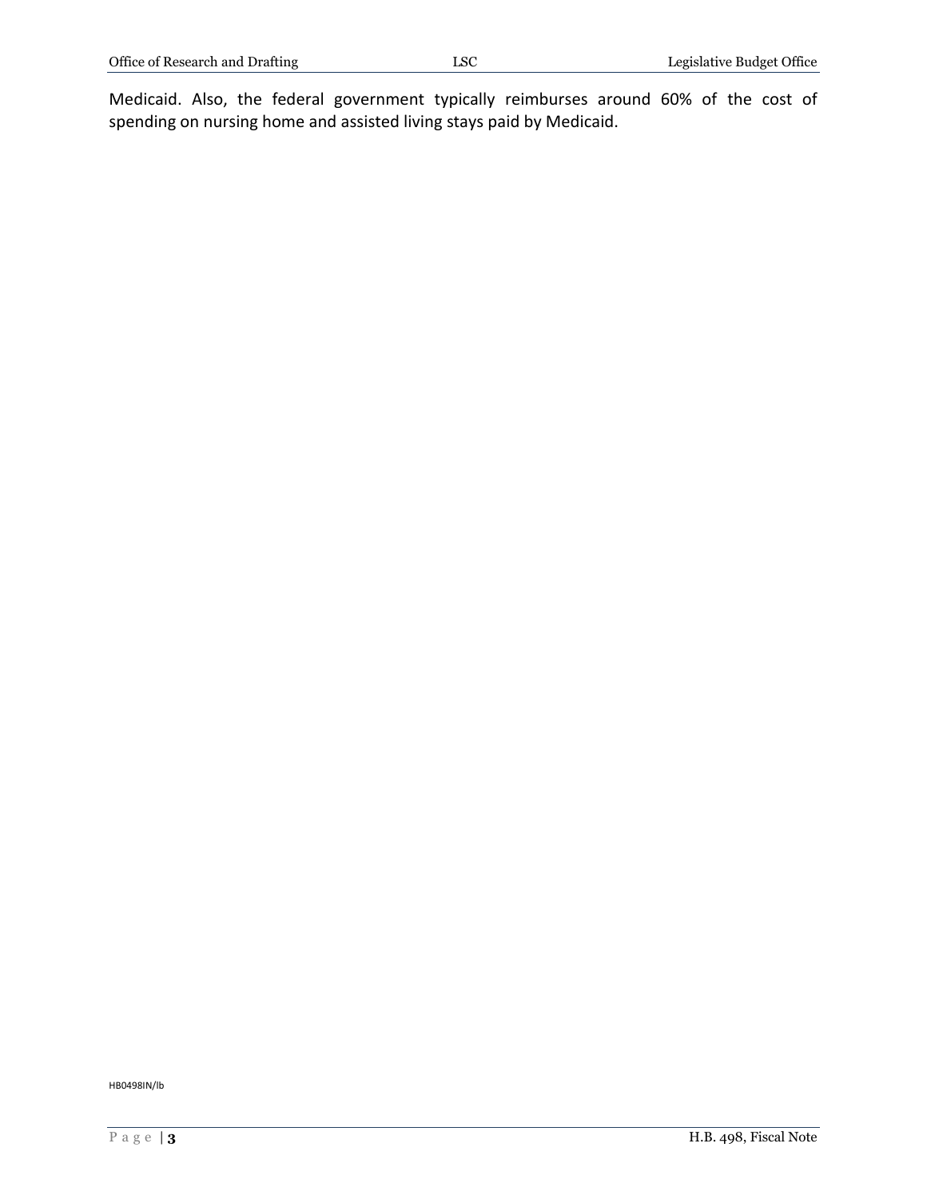Medicaid. Also, the federal government typically reimburses around 60% of the cost of spending on nursing home and assisted living stays paid by Medicaid.

HB0498IN/lb